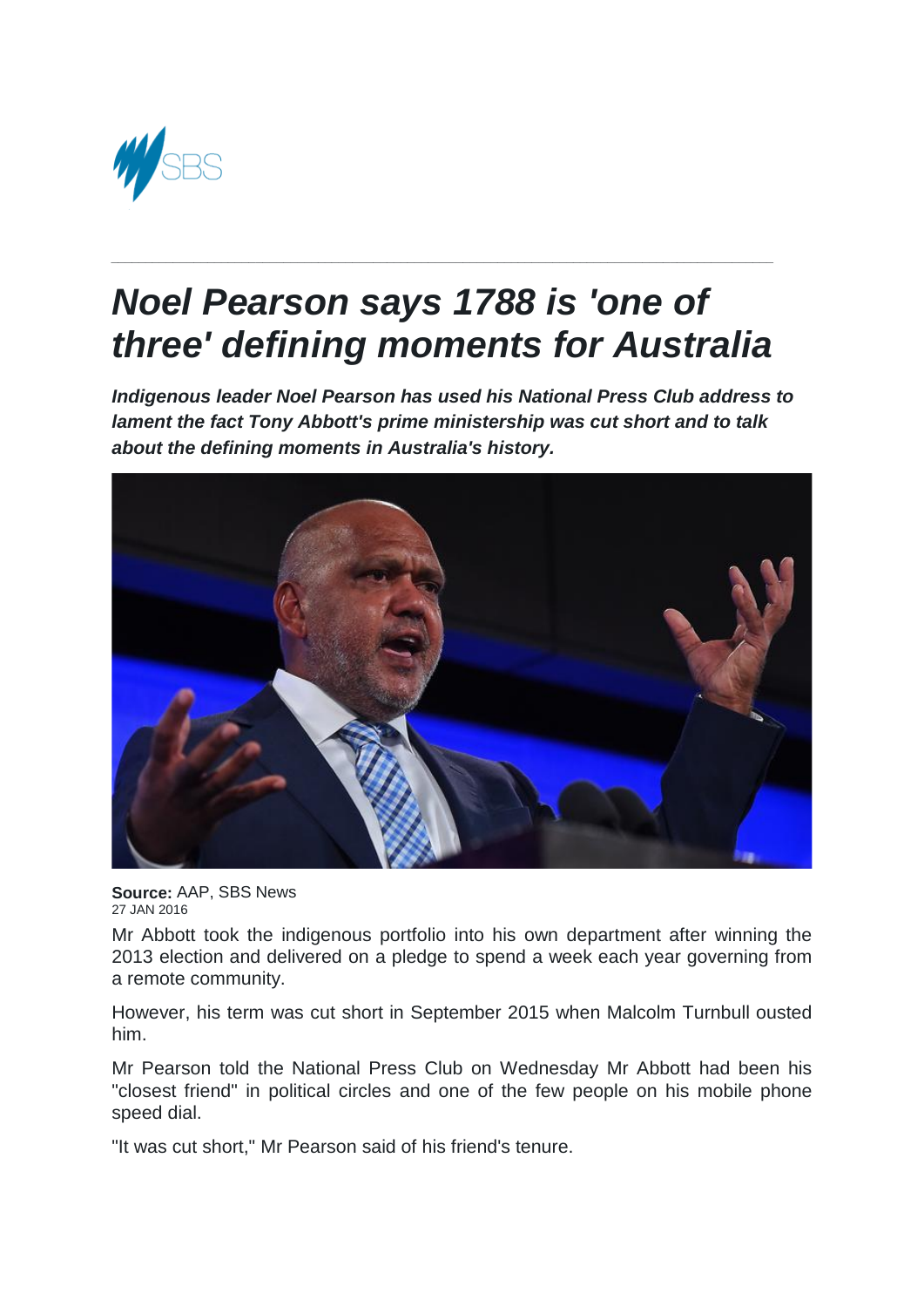# *Noel Pearson says 1788 is 'one of three' defining moments for Australia*

***Indigenous leader Noel Pearson has used his National Press Club address to lament the fact Tony Abbott's prime ministership was cut short and to talk about the defining moments in Australia's history.***

**Source:** AAP, SBS News
27 JAN 2016

Mr Abbott took the indigenous portfolio into his own department after winning the 2013 election and delivered on a pledge to spend a week each year governing from a remote community.

However, his term was cut short in September 2015 when Malcolm Turnbull ousted him.

Mr Pearson told the National Press Club on Wednesday Mr Abbott had been his "closest friend" in political circles and one of the few people on his mobile phone speed dial.

"It was cut short," Mr Pearson said of his friend's tenure.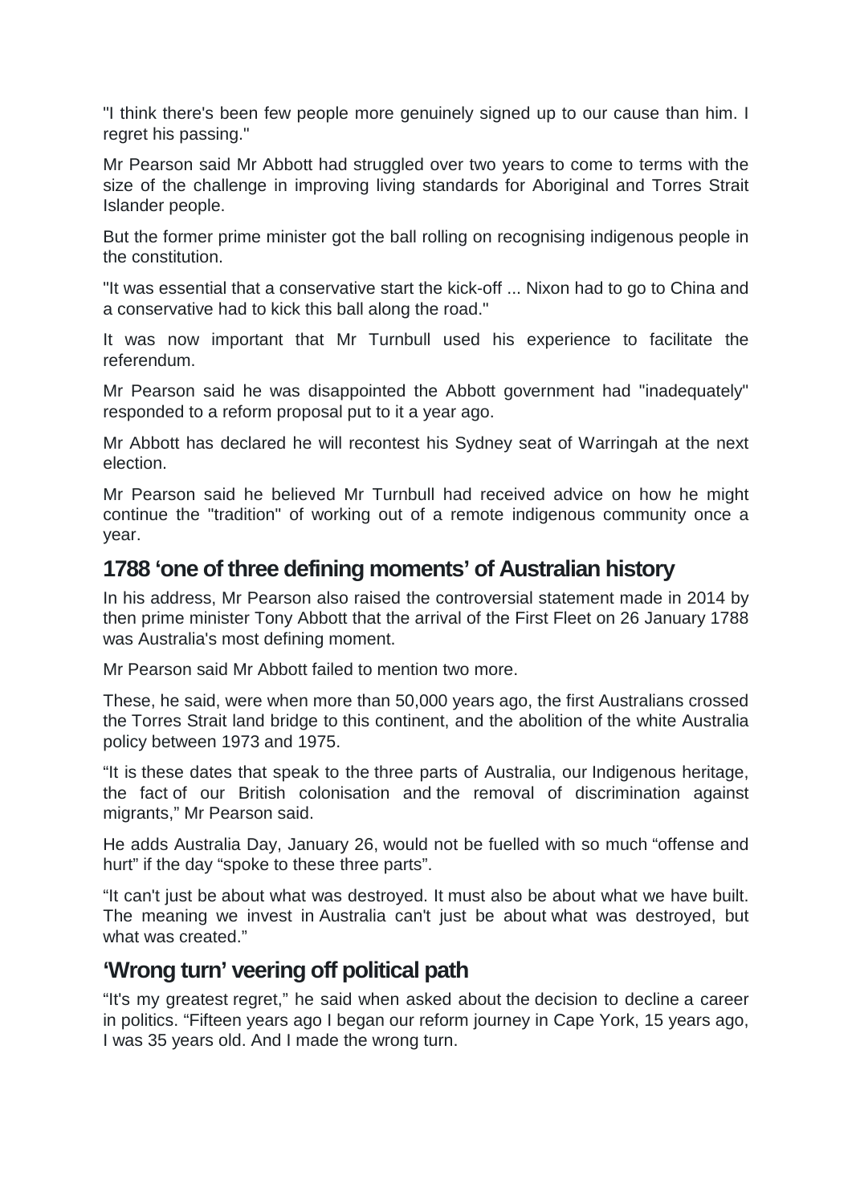"I think there's been few people more genuinely signed up to our cause than him. I regret his passing."

Mr Pearson said Mr Abbott had struggled over two years to come to terms with the size of the challenge in improving living standards for Aboriginal and Torres Strait Islander people.

But the former prime minister got the ball rolling on recognising indigenous people in the constitution.

"It was essential that a conservative start the kick-off ... Nixon had to go to China and a conservative had to kick this ball along the road."

It was now important that Mr Turnbull used his experience to facilitate the referendum.

Mr Pearson said he was disappointed the Abbott government had "inadequately" responded to a reform proposal put to it a year ago.

Mr Abbott has declared he will recontest his Sydney seat of Warringah at the next election.

Mr Pearson said he believed Mr Turnbull had received advice on how he might continue the "tradition" of working out of a remote indigenous community once a year.

## 1788 'one of three defining moments' of Australian history

In his address, Mr Pearson also raised the controversial statement made in 2014 by then prime minister Tony Abbott that the arrival of the First Fleet on 26 January 1788 was Australia's most defining moment.

Mr Pearson said Mr Abbott failed to mention two more.

These, he said, were when more than 50,000 years ago, the first Australians crossed the Torres Strait land bridge to this continent, and the abolition of the white Australia policy between 1973 and 1975.

"It is these dates that speak to the three parts of Australia, our Indigenous heritage, the fact of our British colonisation and the removal of discrimination against migrants," Mr Pearson said.

He adds Australia Day, January 26, would not be fuelled with so much "offense and hurt" if the day "spoke to these three parts".

"It can't just be about what was destroyed. It must also be about what we have built. The meaning we invest in Australia can't just be about what was destroyed, but what was created."

## 'Wrong turn' veering off political path

"It's my greatest regret," he said when asked about the decision to decline a career in politics. "Fifteen years ago I began our reform journey in Cape York, 15 years ago, I was 35 years old. And I made the wrong turn.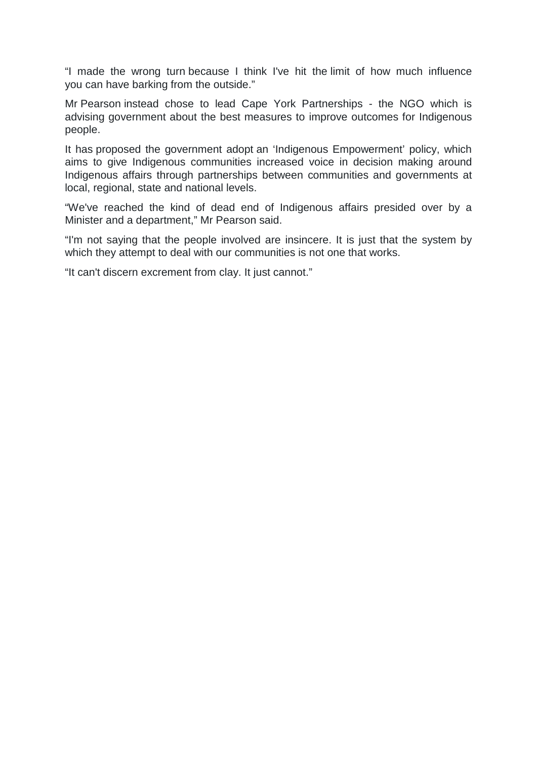“I made the wrong turn because I think I've hit the limit of how much influence you can have barking from the outside.”

Mr Pearson instead chose to lead Cape York Partnerships - the NGO which is advising government about the best measures to improve outcomes for Indigenous people.

It has proposed the government adopt an ‘Indigenous Empowerment’ policy, which aims to give Indigenous communities increased voice in decision making around Indigenous affairs through partnerships between communities and governments at local, regional, state and national levels.

“We've reached the kind of dead end of Indigenous affairs presided over by a Minister and a department,” Mr Pearson said.

“I'm not saying that the people involved are insincere. It is just that the system by which they attempt to deal with our communities is not one that works.

“It can't discern excrement from clay. It just cannot.”